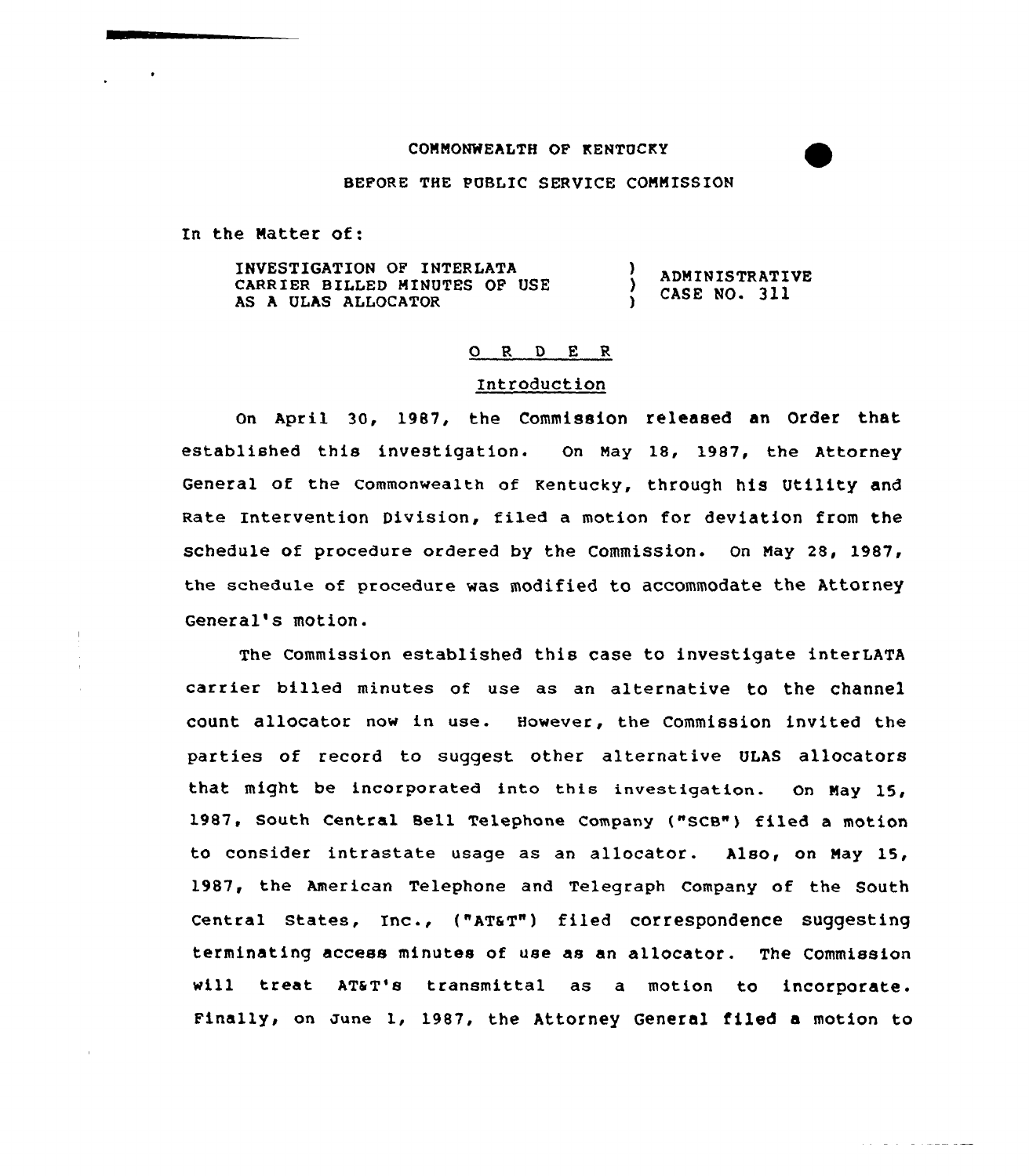COMMONWEALTH OF KENTUCKY

BEFORE THE PUBLIC SERVICE COMMISSION

In the Matter of:

| | | |
|---|---|---|
| INVESTIGATION OF INTERLATA CARRIER BILLED MINUTES OF USE AS A ULAS ALLOCATOR | ) ) ) | ADMINISTRATIVE CASE NO. 311 |

## O R D E R

### Introduction

On April 30, 1987, the Commission released an Order that established this investigation. On May 18, 1987, the Attorney General of the Commonwealth of Kentucky, through his Utility and Rate Intervention Division, filed a motion for deviation from the schedule of procedure ordered by the Commission. On May 28, 1987, the schedule of procedure was modified to accommodate the Attorney General's motion.

The Commission established this case to investigate interLATA carrier billed minutes of use as an alternative to the channel count allocator now in use. However, the Commission invited the parties of record to suggest other alternative ULAS allocators that might be incorporated into this investigation. On May 15, 1987, South Central Bell Telephone Company ("SCB") filed a motion to consider intrastate usage as an allocator. Also, on May 15, 1987, the American Telephone and Telegraph Company of the South Central States, Inc., ("AT&T") filed correspondence suggesting terminating access minutes of use as an allocator. The Commission will treat AT&T's transmittal as a motion to incorporate. Finally, on June 1, 1987, the Attorney General filed a motion to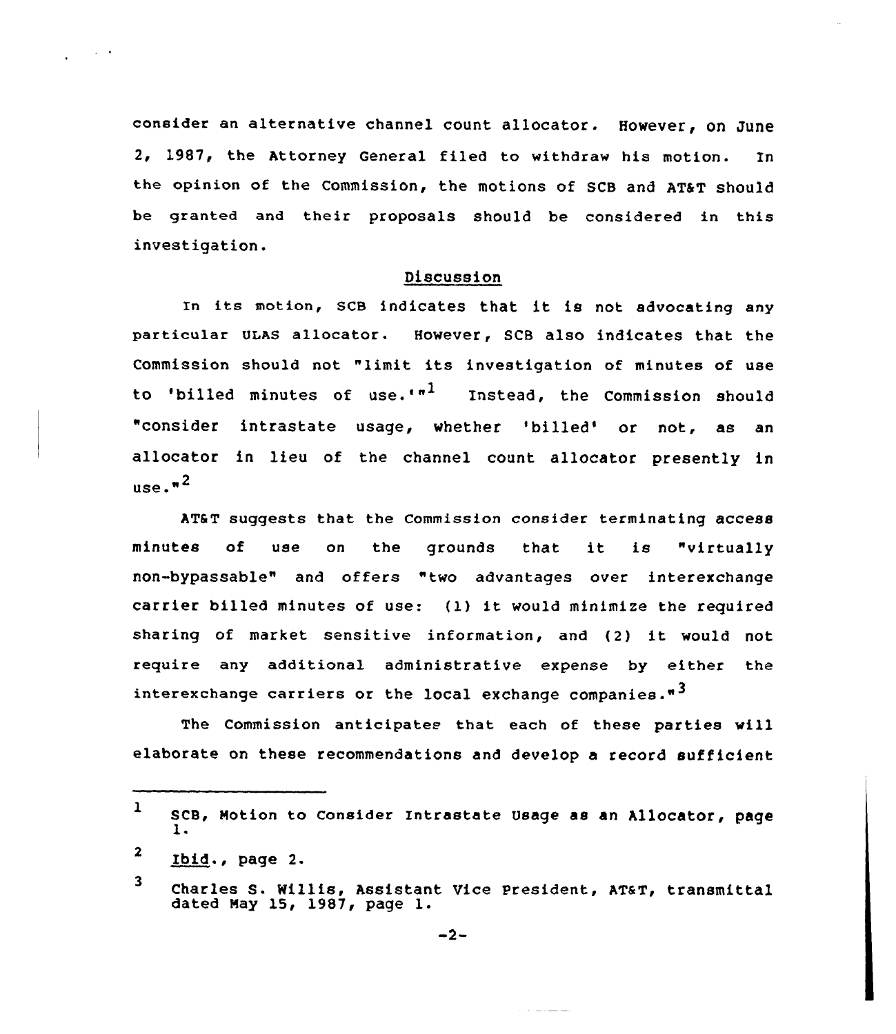consider an alternative channel count allocator. However, on June 2, 1987, the Attorney General filed to withdraw his motion. In the opinion of the Commission, the motions of SCB and AT&T should be granted and their proposals should be considered in this investigation.

## Discussion

In its motion, SCB indicates that it is not advocating any particular ULAS allocator. However, SCB also indicates that the Commission should not "limit its investigation of minutes of use to 'billed minutes of use.'"[1] Instead, the Commission should "consider intrastate usage, whether 'billed' or not, as an allocator in lieu of the channel count allocator presently in use."[2]

AT&T suggests that the Commission consider terminating access minutes of use on the grounds that it is "virtually non-bypassable" and offers "two advantages over interexchange carrier billed minutes of use: (1) it would minimize the required sharing of market sensitive information, and (2) it would not require any additional administrative expense by either the interexchange carriers or the local exchange companies."[3]

The Commission anticipates that each of these parties will elaborate on these recommendations and develop a record sufficient

---

[1] SCB, Motion to Consider Intrastate Usage as an Allocator, page 1.

[2] Ibid., page 2.

[3] Charles S. Willis, Assistant Vice President, AT&T, transmittal dated May 15, 1987, page 1.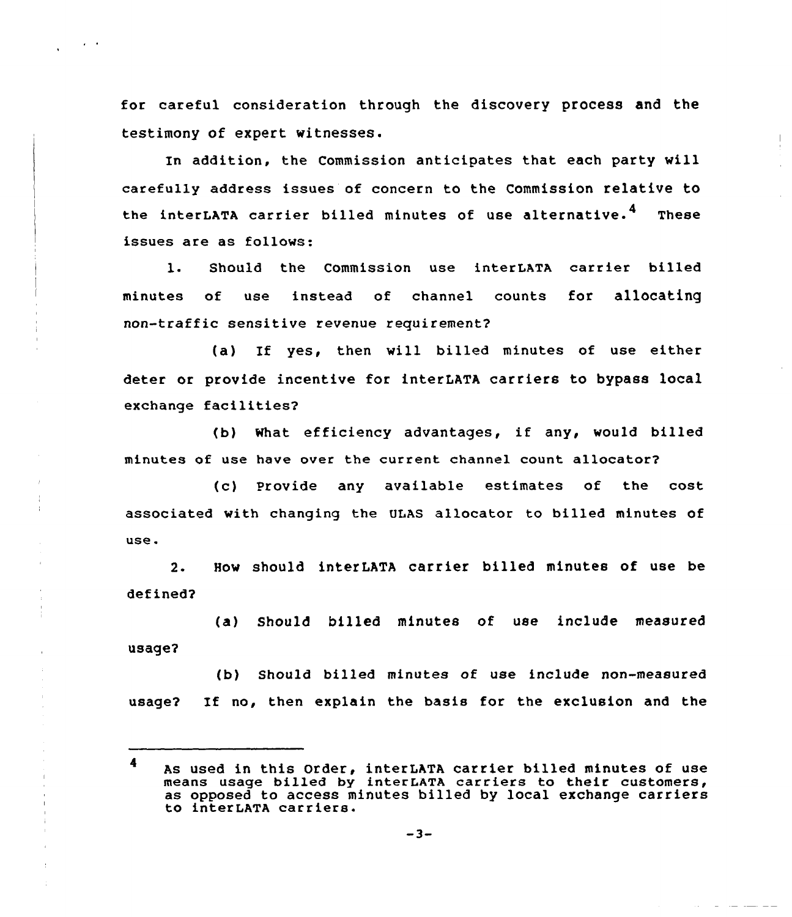for careful consideration through the discovery process and the testimony of expert witnesses.

In addition, the Commission anticipates that each party will carefully address issues of concern to the Commission relative to the interLATA carrier billed minutes of use alternative.[4] These issues are as follows:

1. Should the Commission use interLATA carrier billed minutes of use instead of channel counts for allocating non-traffic sensitive revenue requirement?

   (a) If yes, then will billed minutes of use either deter or provide incentive for interLATA carriers to bypass local exchange facilities?

   (b) What efficiency advantages, if any, would billed minutes of use have over the current channel count allocator?

   (c) Provide any available estimates of the cost associated with changing the ULAS allocator to billed minutes of use.

2. How should interLATA carrier billed minutes of use be defined?

   (a) Should billed minutes of use include measured usage?

   (b) Should billed minutes of use include non-measured usage? If no, then explain the basis for the exclusion and the

---

[4] As used in this Order, interLATA carrier billed minutes of use means usage billed by interLATA carriers to their customers, as opposed to access minutes billed by local exchange carriers to interLATA carriers.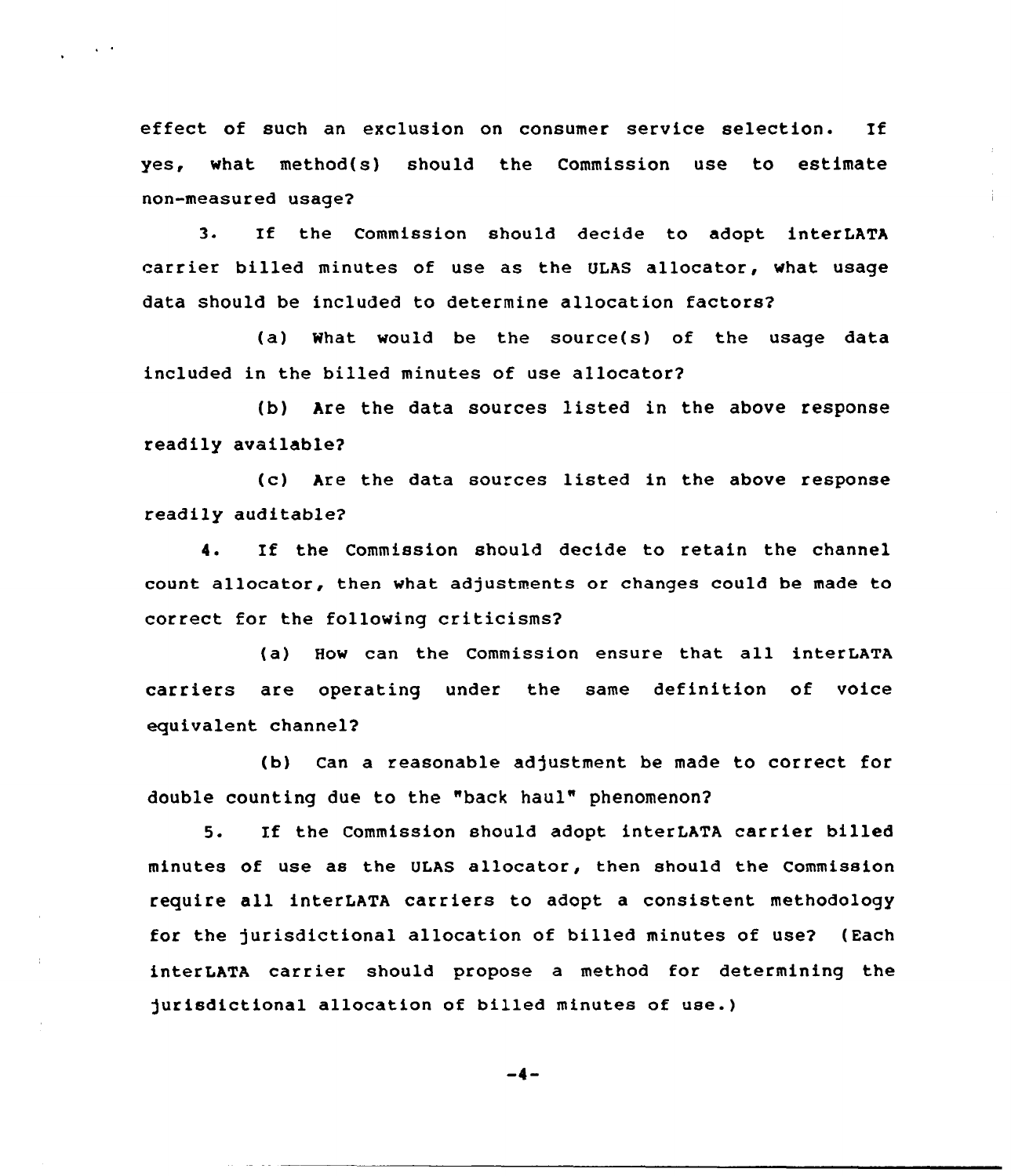effect of such an exclusion on consumer service selection. If yes, what method(s) should the Commission use to estimate non-measured usage?

3. If the Commission should decide to adopt interLATA carrier billed minutes of use as the ULAS allocator, what usage data should be included to determine allocation factors?

(a) What would be the source(s) of the usage data included in the billed minutes of use allocator?

(b) Are the data sources listed in the above response readily available?

(c) Are the data sources listed in the above response readily auditable?

4. If the Commission should decide to retain the channel count allocator, then what adjustments or changes could be made to correct for the following criticisms?

(a) How can the Commission ensure that all interLATA carriers are operating under the same definition of voice equivalent channel?

(b) Can a reasonable adjustment be made to correct for double counting due to the "back haul" phenomenon?

5. If the Commission should adopt interLATA carrier billed minutes of use as the ULAS allocator, then should the Commission require all interLATA carriers to adopt a consistent methodology for the jurisdictional allocation of billed minutes of use? (Each interLATA carrier should propose a method for determining the jurisdictional allocation of billed minutes of use.)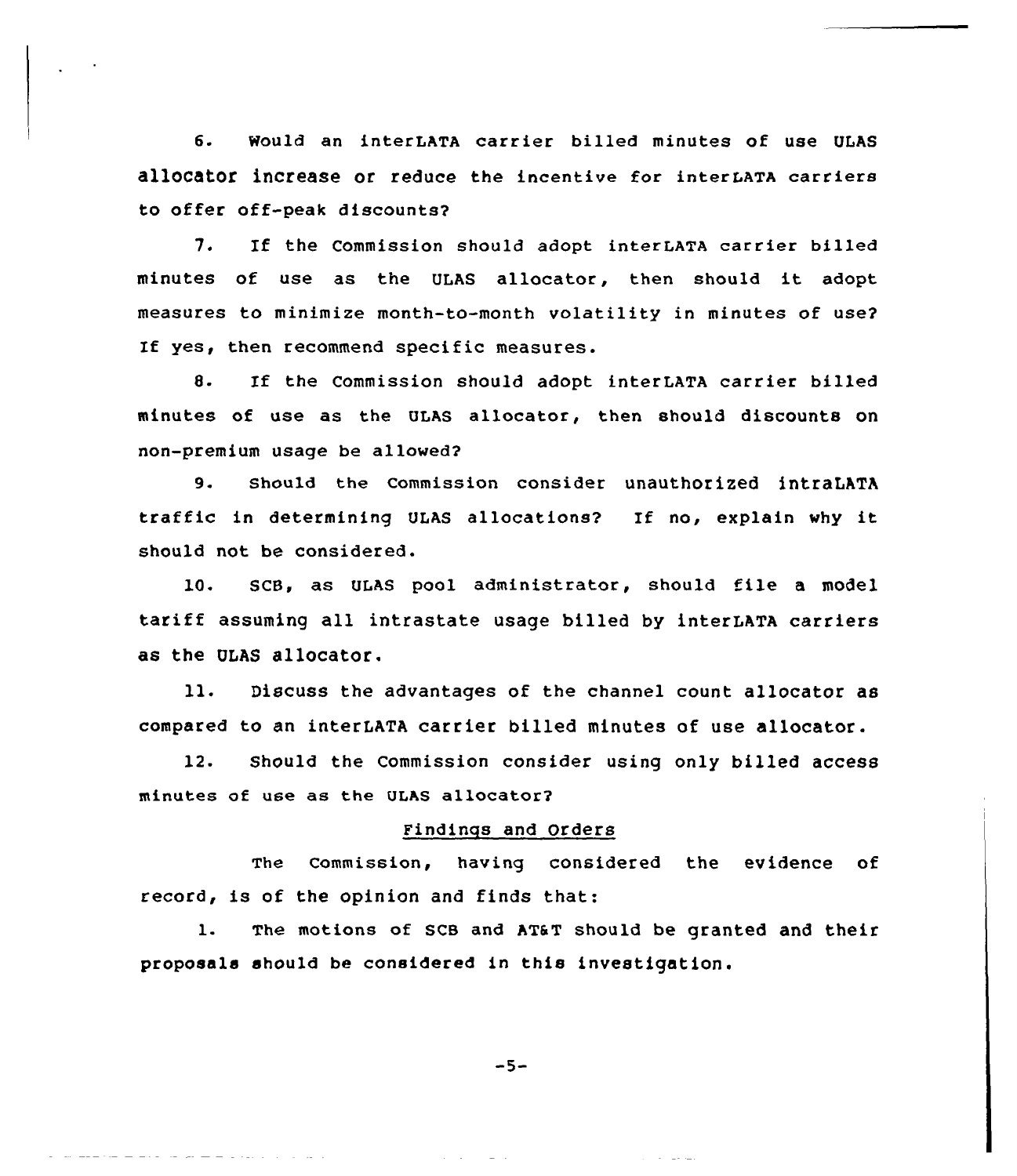6. Would an interLATA carrier billed minutes of use ULAS allocator increase or reduce the incentive for interLATA carriers to offer off-peak discounts?

7. If the Commission should adopt interLATA carrier billed minutes of use as the ULAS allocator, then should it adopt measures to minimize month-to-month volatility in minutes of use? If yes, then recommend specific measures.

8. If the Commission should adopt interLATA carrier billed minutes of use as the ULAS allocator, then should discounts on non-premium usage be allowed?

9. Should the Commission consider unauthorized intraLATA traffic in determining ULAS allocations? If no, explain why it should not be considered.

10. SCB, as ULAS pool administrator, should file a model tariff assuming all intrastate usage billed by interLATA carriers as the ULAS allocator.

11. Discuss the advantages of the channel count allocator as compared to an interLATA carrier billed minutes of use allocator.

12. Should the Commission consider using only billed access minutes of use as the ULAS allocator?

## Findings and Orders

The Commission, having considered the evidence of record, is of the opinion and finds that:

1. The motions of SCB and AT&T should be granted and their proposals should be considered in this investigation.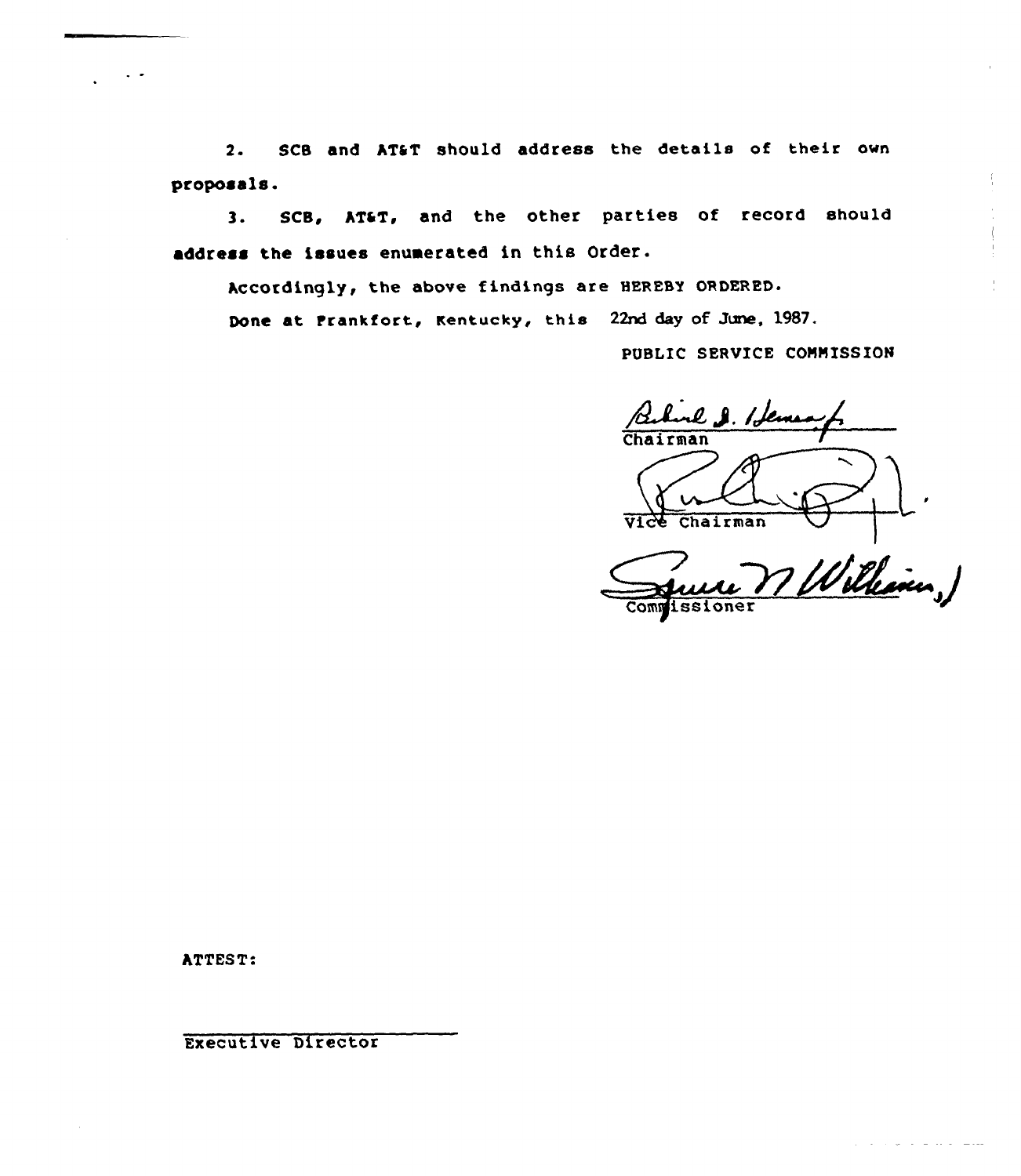2. SCB and AT&T should address the details of their own proposals.

3. SCB, AT&T, and the other parties of record should address the issues enumerated in this Order.

Accordingly, the above findings are HEREBY ORDERED.

Done at Frankfort, Kentucky, this 22nd day of June, 1987.

PUBLIC SERVICE COMMISSION

Chairman

Vice Chairman

Commissioner

ATTEST:

Executive Director